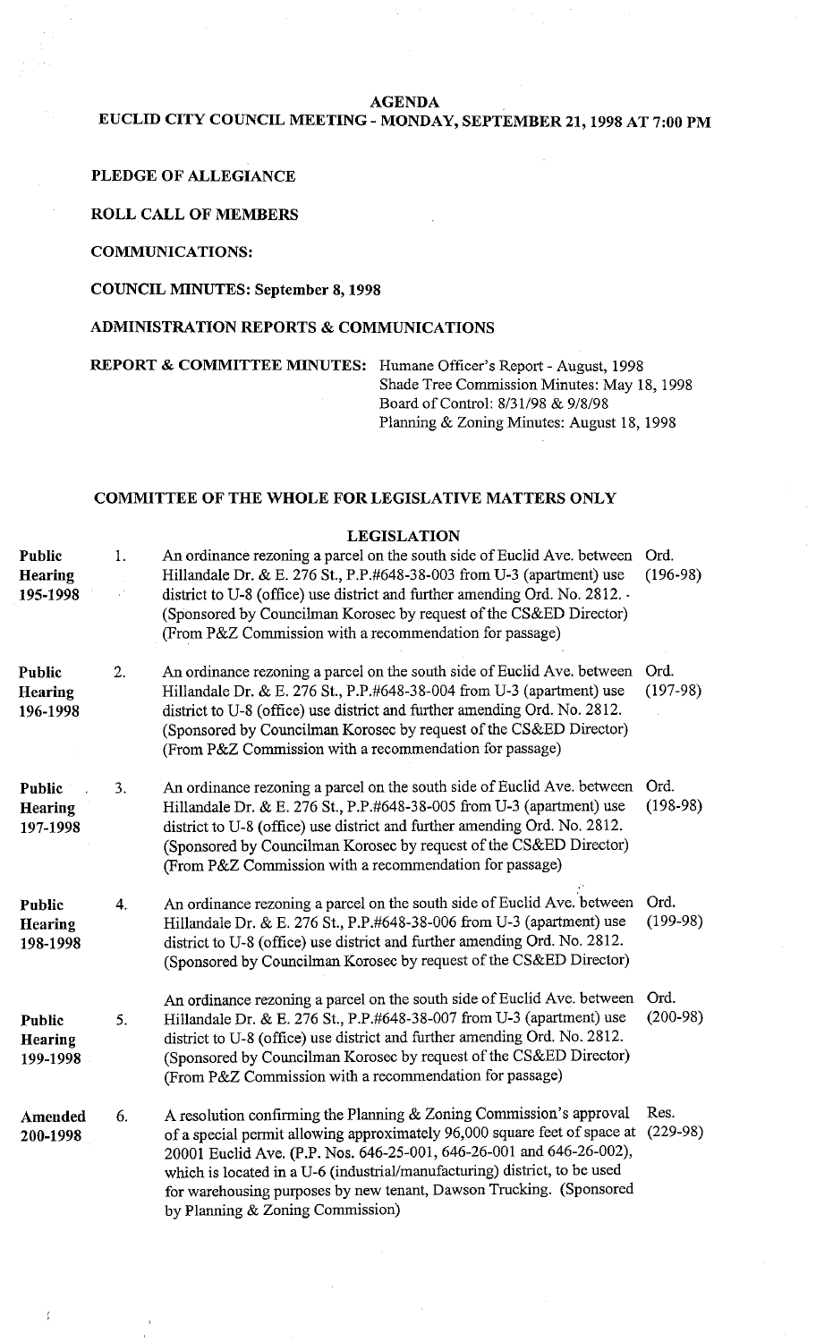# AGENDA

## EUCLID CITY COUNCIL MEETING - MONDAY, SEPTEMBER 21, 1998 AT 7:00 PM

**PLEDGE OF ALLEGIANCE**

**ROLL CALL OF MEMBERS**

**COMMUNICATIONS:**

**COUNCIL MINUTES: September 8, 1998**

**ADMINISTRATION REPORTS & COMMUNICATIONS**

**REPORT & COMMITTEE MINUTES:** Humane Officer's Report - August, 1998
Shade Tree Commission Minutes: May 18, 1998
Board of Control: 8/31/98 & 9/8/98
Planning & Zoning Minutes: August 18, 1998

### COMMITTEE OF THE WHOLE FOR LEGISLATIVE MATTERS ONLY

### LEGISLATION

| | | | |
|---|---|---|---|
| **Public Hearing 195-1998** | 1. | An ordinance rezoning a parcel on the south side of Euclid Ave. between Hillandale Dr. & E. 276 St., P.P.#648-38-003 from U-3 (apartment) use district to U-8 (office) use district and further amending Ord. No. 2812. (Sponsored by Councilman Korosec by request of the CS&ED Director) (From P&Z Commission with a recommendation for passage) | Ord. (196-98) |
| **Public Hearing 196-1998** | 2. | An ordinance rezoning a parcel on the south side of Euclid Ave. between Hillandale Dr. & E. 276 St., P.P.#648-38-004 from U-3 (apartment) use district to U-8 (office) use district and further amending Ord. No. 2812. (Sponsored by Councilman Korosec by request of the CS&ED Director) (From P&Z Commission with a recommendation for passage) | Ord. (197-98) |
| **Public Hearing 197-1998** | 3. | An ordinance rezoning a parcel on the south side of Euclid Ave. between Hillandale Dr. & E. 276 St., P.P.#648-38-005 from U-3 (apartment) use district to U-8 (office) use district and further amending Ord. No. 2812. (Sponsored by Councilman Korosec by request of the CS&ED Director) (From P&Z Commission with a recommendation for passage) | Ord. (198-98) |
| **Public Hearing 198-1998** | 4. | An ordinance rezoning a parcel on the south side of Euclid Ave. between Hillandale Dr. & E. 276 St., P.P.#648-38-006 from U-3 (apartment) use district to U-8 (office) use district and further amending Ord. No. 2812. (Sponsored by Councilman Korosec by request of the CS&ED Director) | Ord. (199-98) |
| **Public Hearing 199-1998** | 5. | An ordinance rezoning a parcel on the south side of Euclid Ave. between Hillandale Dr. & E. 276 St., P.P.#648-38-007 from U-3 (apartment) use district to U-8 (office) use district and further amending Ord. No. 2812. (Sponsored by Councilman Korosec by request of the CS&ED Director) (From P&Z Commission with a recommendation for passage) | Ord. (200-98) |
| **Amended 200-1998** | 6. | A resolution confirming the Planning & Zoning Commission's approval of a special permit allowing approximately 96,000 square feet of space at 20001 Euclid Ave. (P.P. Nos. 646-25-001, 646-26-001 and 646-26-002), which is located in a U-6 (industrial/manufacturing) district, to be used for warehousing purposes by new tenant, Dawson Trucking. (Sponsored by Planning & Zoning Commission) | Res. (229-98) |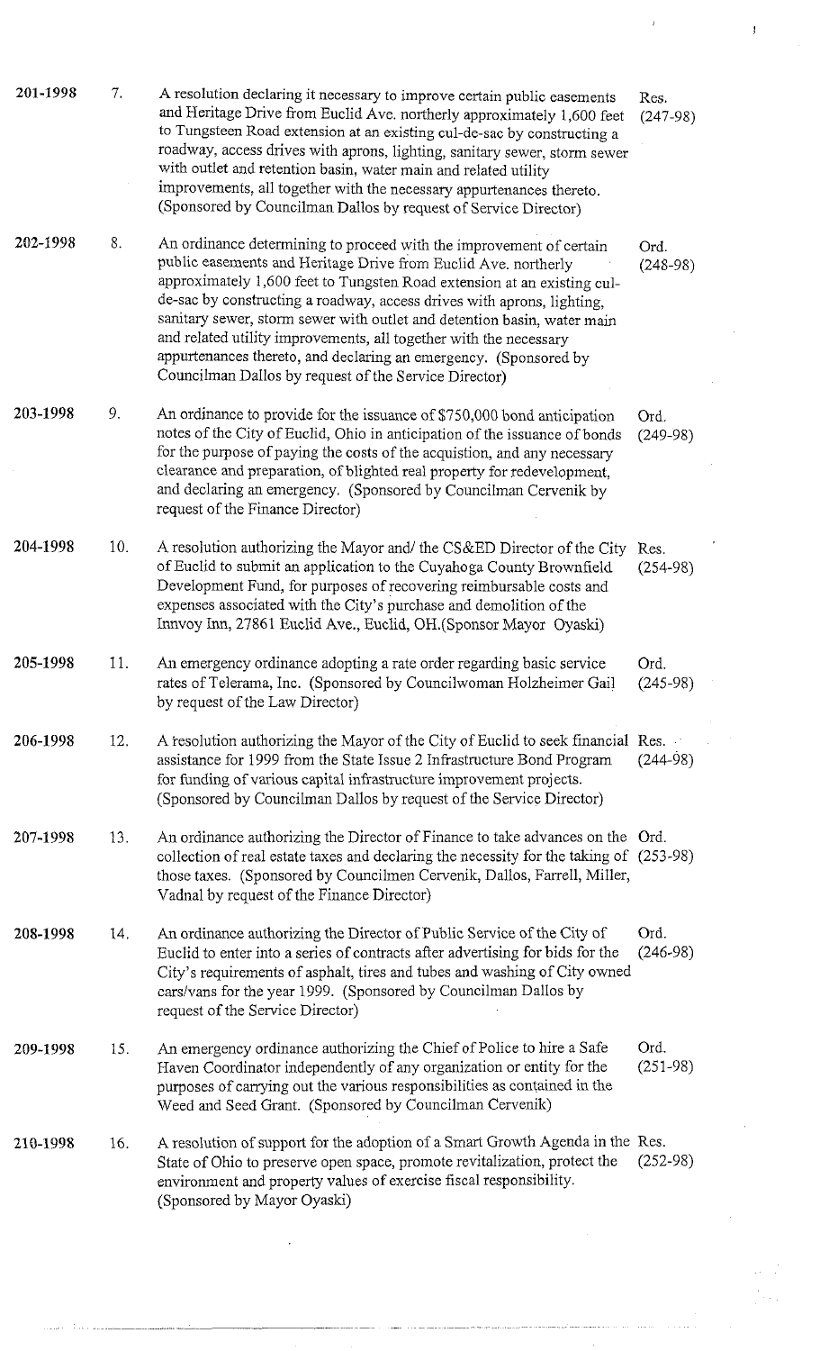| | | | |
|---|---|---|---|
| 201-1998 | 7. | A resolution declaring it necessary to improve certain public easements and Heritage Drive from Euclid Ave. northerly approximately 1,600 feet to Tungsteen Road extension at an existing cul-de-sac by constructing a roadway, access drives with aprons, lighting, sanitary sewer, storm sewer with outlet and retention basin, water main and related utility improvements, all together with the necessary appurtenances thereto. (Sponsored by Councilman Dallos by request of Service Director) | Res. (247-98) |
| 202-1998 | 8. | An ordinance determining to proceed with the improvement of certain public easements and Heritage Drive from Euclid Ave. northerly approximately 1,600 feet to Tungsten Road extension at an existing cul-de-sac by constructing a roadway, access drives with aprons, lighting, sanitary sewer, storm sewer with outlet and detention basin, water main and related utility improvements, all together with the necessary appurtenances thereto, and declaring an emergency. (Sponsored by Councilman Dallos by request of the Service Director) | Ord. (248-98) |
| 203-1998 | 9. | An ordinance to provide for the issuance of $750,000 bond anticipation notes of the City of Euclid, Ohio in anticipation of the issuance of bonds for the purpose of paying the costs of the acquistion, and any necessary clearance and preparation, of blighted real property for redevelopment, and declaring an emergency. (Sponsored by Councilman Cervenik by request of the Finance Director) | Ord. (249-98) |
| 204-1998 | 10. | A resolution authorizing the Mayor and/ the CS&ED Director of the City of Euclid to submit an application to the Cuyahoga County Brownfield Development Fund, for purposes of recovering reimbursable costs and expenses associated with the City's purchase and demolition of the Innvoy Inn, 27861 Euclid Ave., Euclid, OH.(Sponsor Mayor Oyaski) | Res. (254-98) |
| 205-1998 | 11. | An emergency ordinance adopting a rate order regarding basic service rates of Telerama, Inc. (Sponsored by Councilwoman Holzheimer Gail by request of the Law Director) | Ord. (245-98) |
| 206-1998 | 12. | A resolution authorizing the Mayor of the City of Euclid to seek financial assistance for 1999 from the State Issue 2 Infrastructure Bond Program for funding of various capital infrastructure improvement projects. (Sponsored by Councilman Dallos by request of the Service Director) | Res. (244-98) |
| 207-1998 | 13. | An ordinance authorizing the Director of Finance to take advances on the collection of real estate taxes and declaring the necessity for the taking of those taxes. (Sponsored by Councilmen Cervenik, Dallos, Farrell, Miller, Vadnal by request of the Finance Director) | Ord. (253-98) |
| 208-1998 | 14. | An ordinance authorizing the Director of Public Service of the City of Euclid to enter into a series of contracts after advertising for bids for the City's requirements of asphalt, tires and tubes and washing of City owned cars/vans for the year 1999. (Sponsored by Councilman Dallos by request of the Service Director) | Ord. (246-98) |
| 209-1998 | 15. | An emergency ordinance authorizing the Chief of Police to hire a Safe Haven Coordinator independently of any organization or entity for the purposes of carrying out the various responsibilities as contained in the Weed and Seed Grant. (Sponsored by Councilman Cervenik) | Ord. (251-98) |
| 210-1998 | 16. | A resolution of support for the adoption of a Smart Growth Agenda in the State of Ohio to preserve open space, promote revitalization, protect the environment and property values of exercise fiscal responsibility. (Sponsored by Mayor Oyaski) | Res. (252-98) |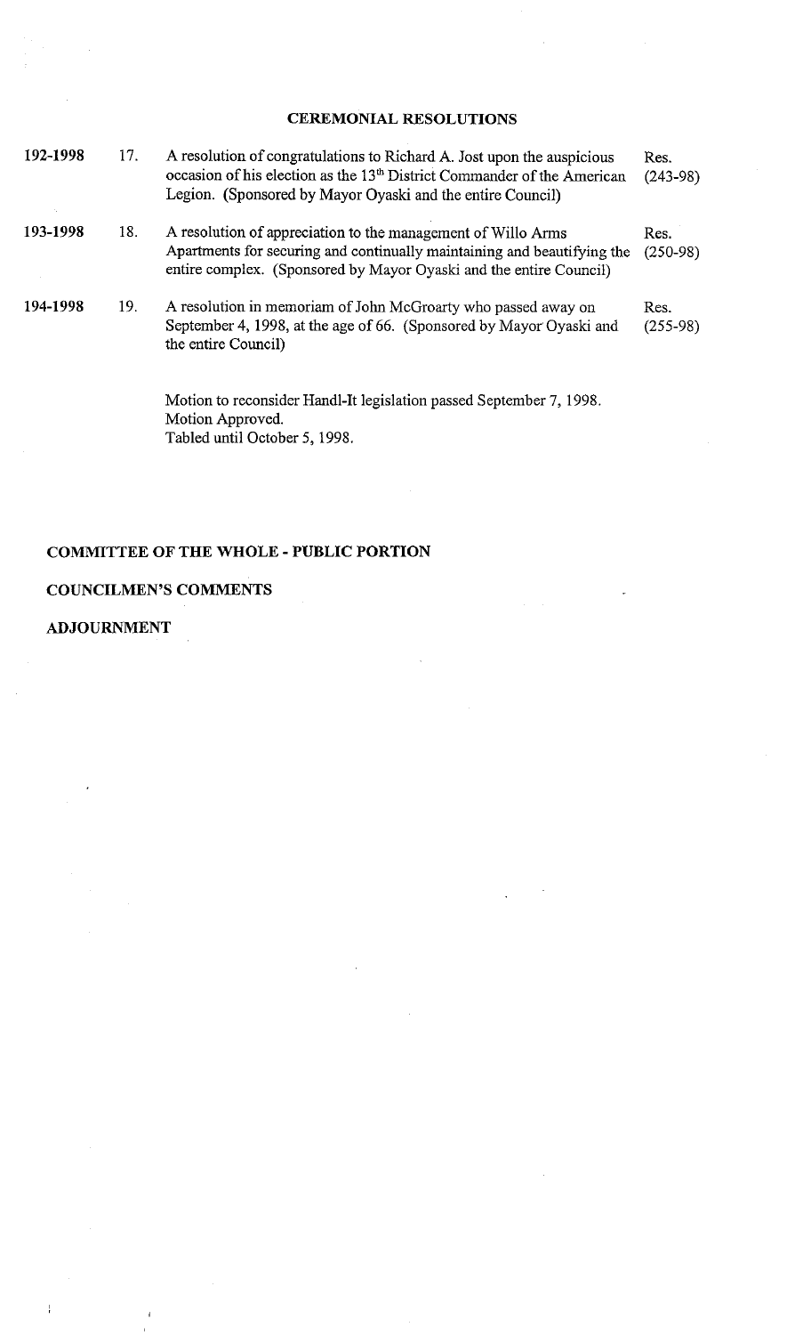## CEREMONIAL RESOLUTIONS

| | | | |
|---|---|---|---|
| **192-1998** | 17. | A resolution of congratulations to Richard A. Jost upon the auspicious occasion of his election as the 13th District Commander of the American Legion. (Sponsored by Mayor Oyaski and the entire Council) | Res. (243-98) |
| **193-1998** | 18. | A resolution of appreciation to the management of Willo Arms Apartments for securing and continually maintaining and beautifying the entire complex. (Sponsored by Mayor Oyaski and the entire Council) | Res. (250-98) |
| **194-1998** | 19. | A resolution in memoriam of John McGroarty who passed away on September 4, 1998, at the age of 66. (Sponsored by Mayor Oyaski and the entire Council) | Res. (255-98) |

Motion to reconsider Handl-It legislation passed September 7, 1998.
Motion Approved.
Tabled until October 5, 1998.

**COMMITTEE OF THE WHOLE - PUBLIC PORTION**

**COUNCILMEN'S COMMENTS**

**ADJOURNMENT**